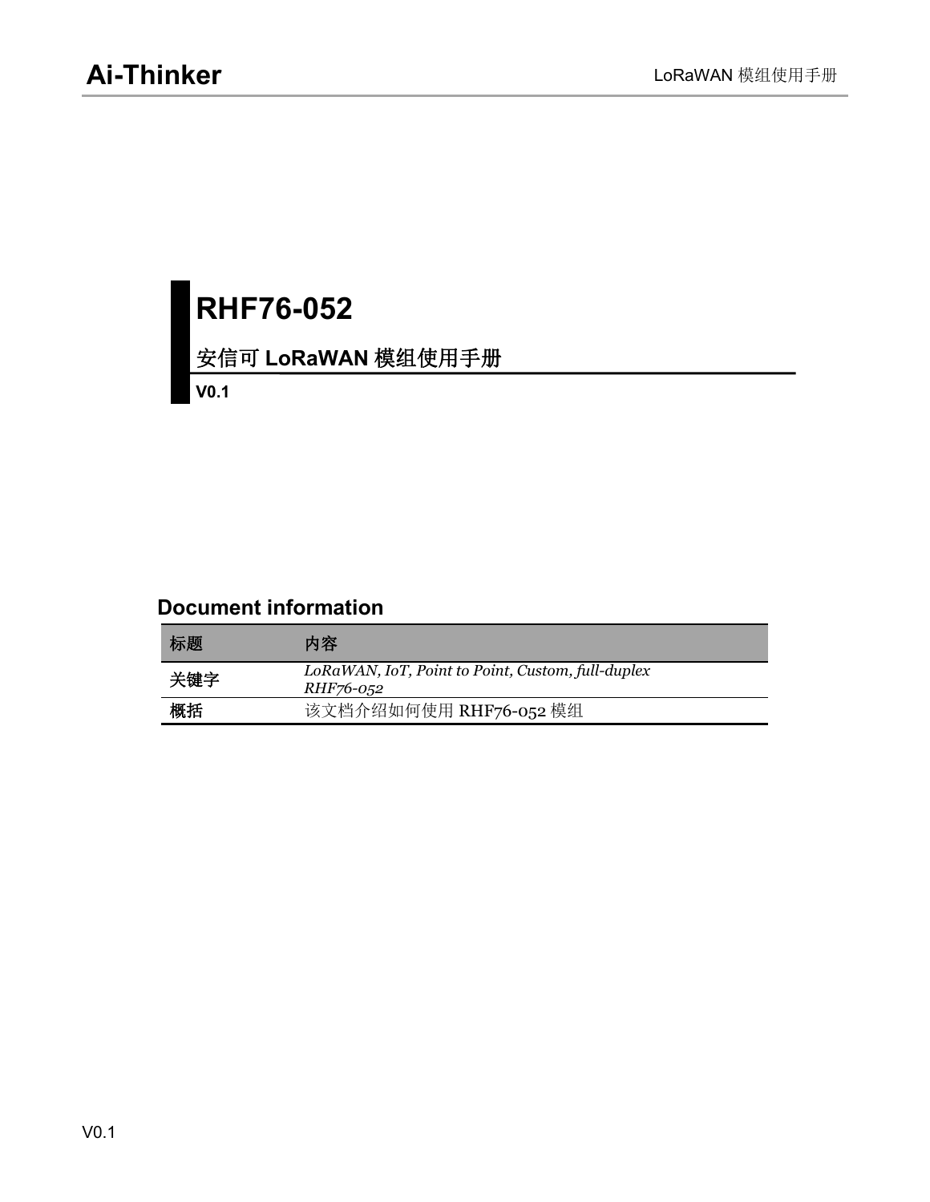# RHF76-052

## 安信可 LoRaWAN 模组使用手册

**V0.1**

## Document information

| 标题 | 内容 |
|---|---|
| 关键字 | *LoRaWAN, IoT, Point to Point, Custom, full-duplex RHF76-052* |
| 概括 | 该文档介绍如何使用 RHF76-052 模组 |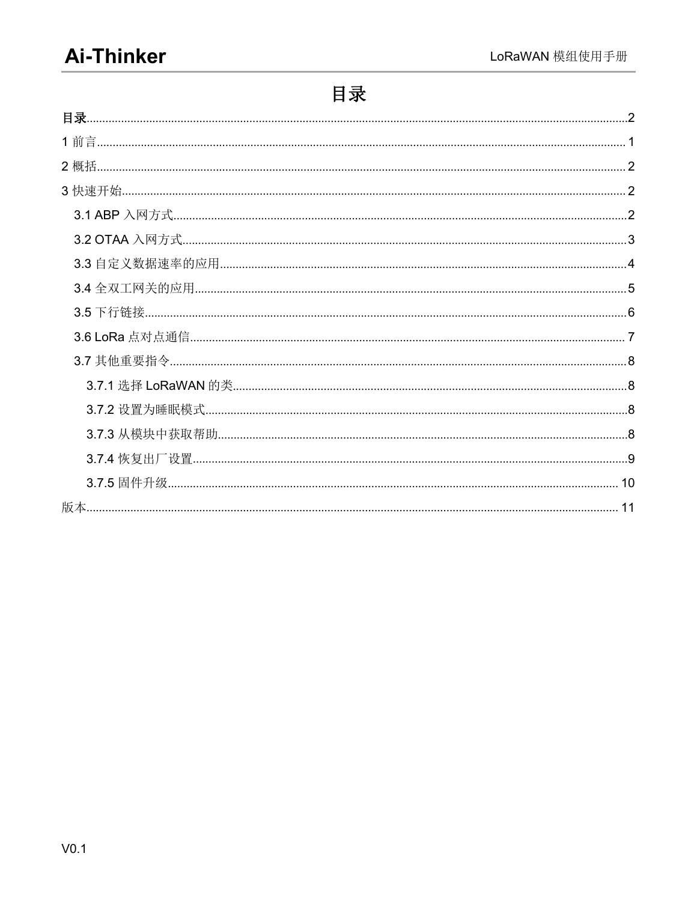# 目录

目录......2

1 前言......1

2 概括......2

3 快速开始......2

- 3.1 ABP 入网方式......2
- 3.2 OTAA 入网方式......3
- 3.3 自定义数据速率的应用......4
- 3.4 全双工网关的应用......5
- 3.5 下行链接......6
- 3.6 LoRa 点对点通信......7
- 3.7 其他重要指令......8
  - 3.7.1 选择 LoRaWAN 的类......8
  - 3.7.2 设置为睡眠模式......8
  - 3.7.3 从模块中获取帮助......8
  - 3.7.4 恢复出厂设置......9
  - 3.7.5 固件升级......10

版本......11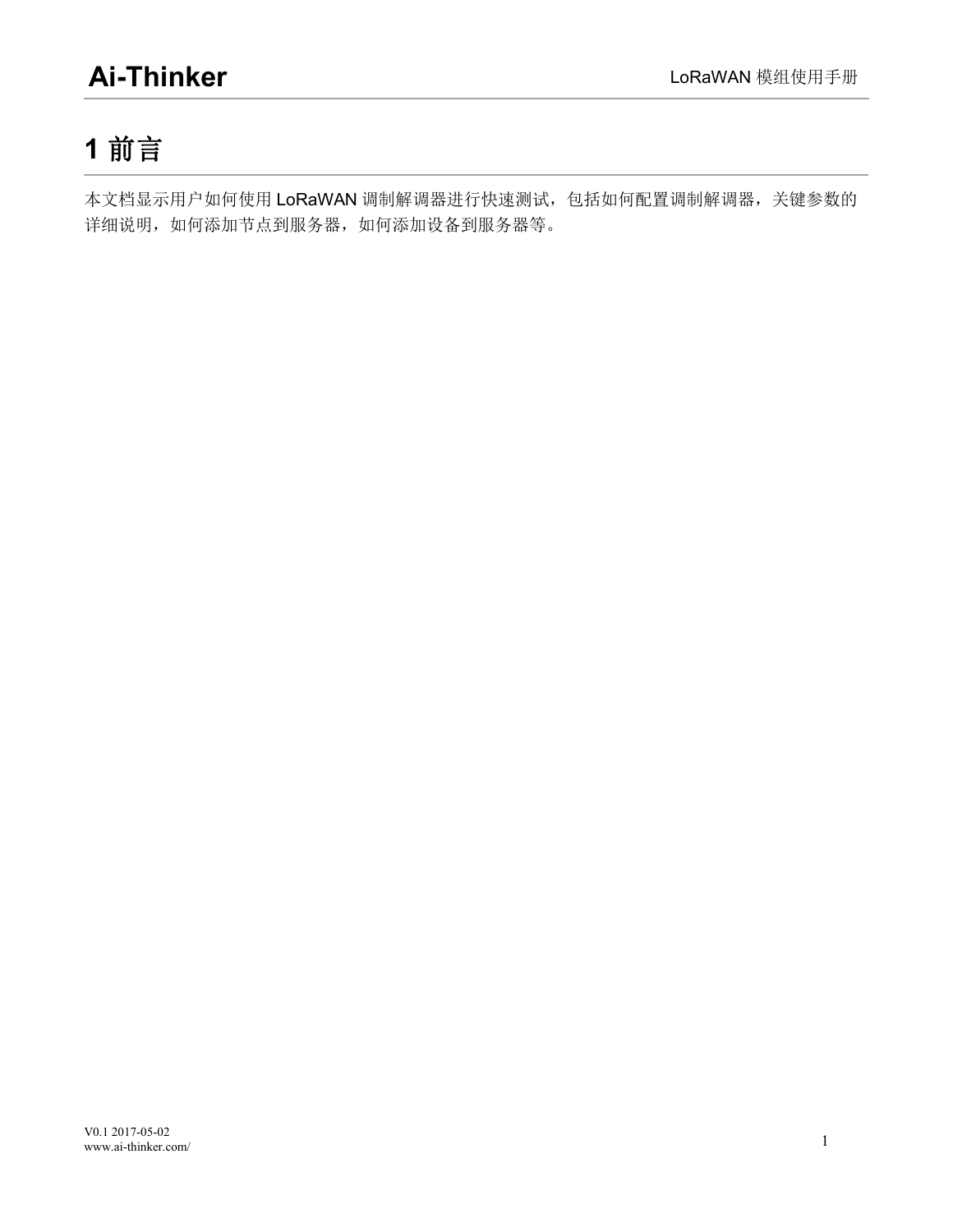# 1 前言

本文档显示用户如何使用 LoRaWAN 调制解调器进行快速测试，包括如何配置调制解调器，关键参数的详细说明，如何添加节点到服务器，如何添加设备到服务器等。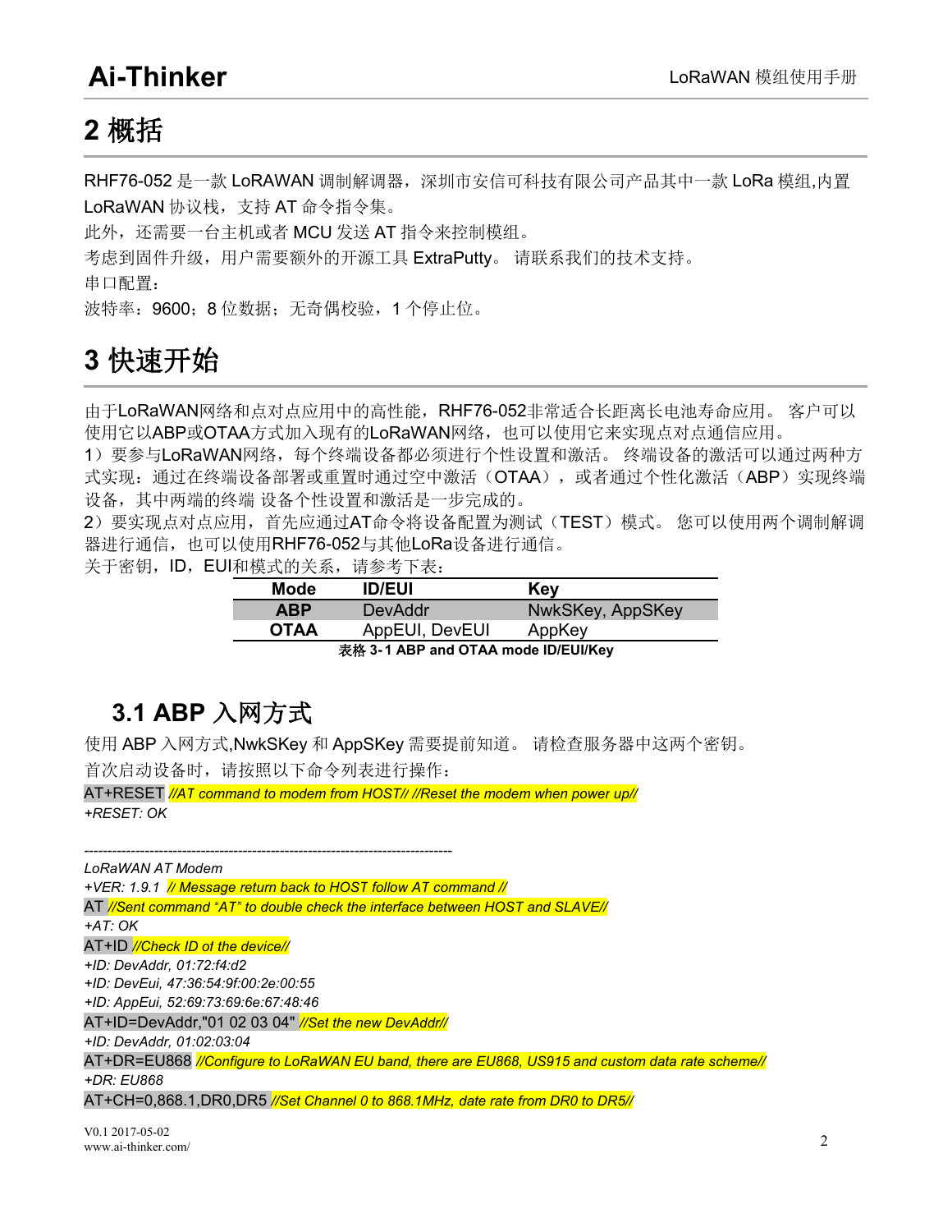# 2 概括

RHF76-052 是一款 LoRAWAN 调制解调器，深圳市安信可科技有限公司产品其中一款 LoRa 模组,内置 LoRaWAN 协议栈，支持 AT 命令指令集。

此外，还需要一台主机或者 MCU 发送 AT 指令来控制模组。

考虑到固件升级，用户需要额外的开源工具 ExtraPutty。 请联系我们的技术支持。

串口配置：

波特率：9600；8 位数据；无奇偶校验，1 个停止位。

# 3 快速开始

由于LoRaWAN网络和点对点应用中的高性能，RHF76-052非常适合长距离长电池寿命应用。 客户可以使用它以ABP或OTAA方式加入现有的LoRaWAN网络，也可以使用它来实现点对点通信应用。

1）要参与LoRaWAN网络，每个终端设备都必须进行个性设置和激活。 终端设备的激活可以通过两种方式实现：通过在终端设备部署或重置时通过空中激活（OTAA），或者通过个性化激活（ABP）实现终端设备，其中两端的终端 设备个性设置和激活是一步完成的。

2）要实现点对点应用，首先应通过AT命令将设备配置为测试（TEST）模式。 您可以使用两个调制解调器进行通信，也可以使用RHF76-052与其他LoRa设备进行通信。

关于密钥，ID，EUI和模式的关系，请参考下表：

| Mode | ID/EUI | Key |
|---|---|---|
| ABP | DevAddr | NwkSKey, AppSKey |
| OTAA | AppEUI, DevEUI | AppKey |

表格 3-1 ABP and OTAA mode ID/EUI/Key

## 3.1 ABP 入网方式

使用 ABP 入网方式,NwkSKey 和 AppSKey 需要提前知道。 请检查服务器中这两个密钥。

首次启动设备时，请按照以下命令列表进行操作：

AT+RESET *//AT command to modem from HOST// //Reset the modem when power up//*

*+RESET: OK*

----------------------------------------------------------------------------

*LoRaWAN AT Modem*

*+VER: 1.9.1 // Message return back to HOST follow AT command //*

AT *//Sent command "AT" to double check the interface between HOST and SLAVE//*

*+AT: OK*

AT+ID *//Check ID of the device//*

*+ID: DevAddr, 01:72:f4:d2*

*+ID: DevEui, 47:36:54:9f:00:2e:00:55*

*+ID: AppEui, 52:69:73:69:6e:67:48:46*

AT+ID=DevAddr,"01 02 03 04" *//Set the new DevAddr//*

*+ID: DevAddr, 01:02:03:04*

AT+DR=EU868 *//Configure to LoRaWAN EU band, there are EU868, US915 and custom data rate scheme//*

*+DR: EU868*

AT+CH=0,868.1,DR0,DR5 *//Set Channel 0 to 868.1MHz, date rate from DR0 to DR5//*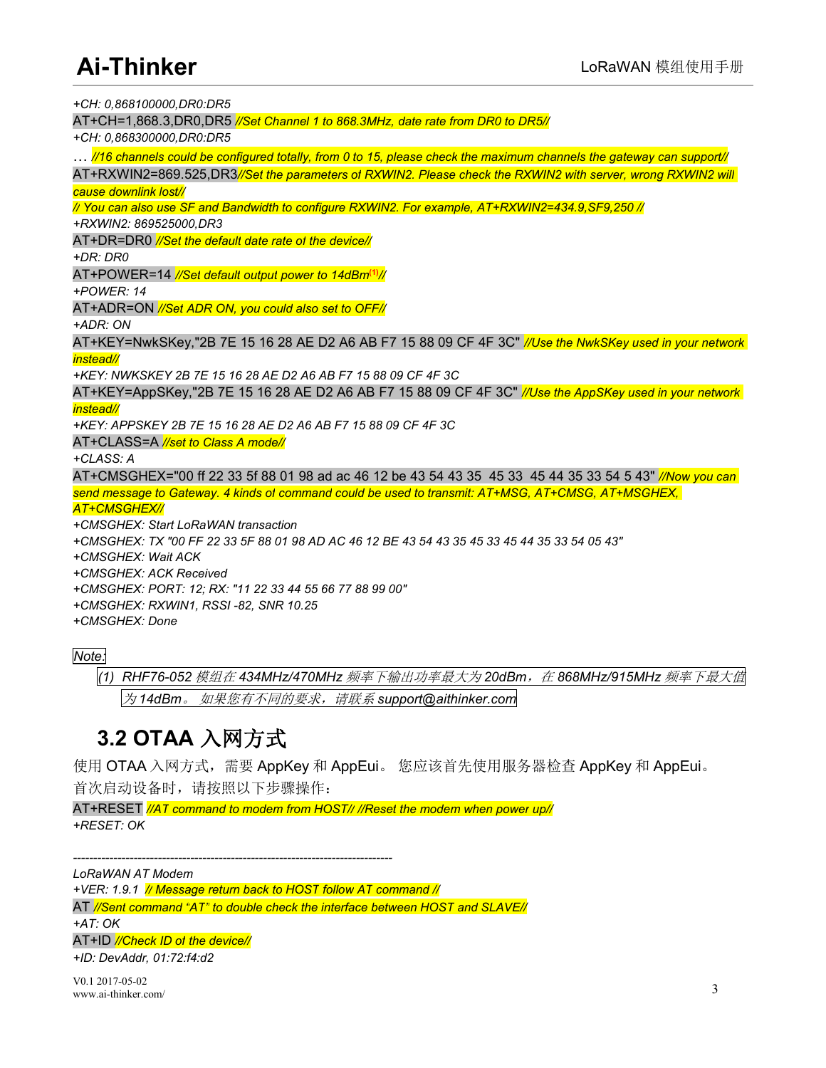*+CH: 0,868100000,DR0:DR5*

AT+CH=1,868.3,DR0,DR5 *//Set Channel 1 to 868.3MHz, date rate from DR0 to DR5//*

*+CH: 0,868300000,DR0:DR5*

… *//16 channels could be configured totally, from 0 to 15, please check the maximum channels the gateway can support//*

AT+RXWIN2=869.525,DR3*//Set the parameters of RXWIN2. Please check the RXWIN2 with server, wrong RXWIN2 will cause downlink lost//*

*// You can also use SF and Bandwidth to configure RXWIN2. For example, AT+RXWIN2=434.9,SF9,250 //*

*+RXWIN2: 869525000,DR3*

AT+DR=DR0 *//Set the default date rate of the device//*

*+DR: DR0*

AT+POWER=14 *//Set default output power to 14dBm(1)//*

*+POWER: 14*

AT+ADR=ON *//Set ADR ON, you could also set to OFF//*

*+ADR: ON*

AT+KEY=NwkSKey,"2B 7E 15 16 28 AE D2 A6 AB F7 15 88 09 CF 4F 3C" *//Use the NwkSKey used in your network instead//*

*+KEY: NWKSKEY 2B 7E 15 16 28 AE D2 A6 AB F7 15 88 09 CF 4F 3C*

AT+KEY=AppSKey,"2B 7E 15 16 28 AE D2 A6 AB F7 15 88 09 CF 4F 3C" *//Use the AppSKey used in your network instead//*

*+KEY: APPSKEY 2B 7E 15 16 28 AE D2 A6 AB F7 15 88 09 CF 4F 3C*

AT+CLASS=A *//set to Class A mode//*

*+CLASS: A*

AT+CMSGHEX="00 ff 22 33 5f 88 01 98 ad ac 46 12 be 43 54 43 35  45 33  45 44 35 33 54 5 43" *//Now you can send message to Gateway. 4 kinds of command could be used to transmit: AT+MSG, AT+CMSG, AT+MSGHEX, AT+CMSGHEX//*

*+CMSGHEX: Start LoRaWAN transaction*

*+CMSGHEX: TX "00 FF 22 33 5F 88 01 98 AD AC 46 12 BE 43 54 43 35 45 33 45 44 35 33 54 05 43"*

*+CMSGHEX: Wait ACK*

*+CMSGHEX: ACK Received*

*+CMSGHEX: PORT: 12; RX: "11 22 33 44 55 66 77 88 99 00"*

*+CMSGHEX: RXWIN1, RSSI -82, SNR 10.25*

*+CMSGHEX: Done*

*Note:*

*(1) RHF76-052 模组在 434MHz/470MHz 频率下输出功率最大为 20dBm，在 868MHz/915MHz 频率下最大值为 14dBm。 如果您有不同的要求，请联系 support@aithinker.com*

## 3.2 OTAA 入网方式

使用 OTAA 入网方式，需要 AppKey 和 AppEui。 您应该首先使用服务器检查 AppKey 和 AppEui。首次启动设备时，请按照以下步骤操作：

AT+RESET *//AT command to modem from HOST// //Reset the modem when power up//*

*+RESET: OK*

------------------------------------------------------------------------------

*LoRaWAN AT Modem*

*+VER: 1.9.1  // Message return back to HOST follow AT command //*

AT *//Sent command "AT" to double check the interface between HOST and SLAVE//*

*+AT: OK*

AT+ID *//Check ID of the device//*

*+ID: DevAddr, 01:72:f4:d2*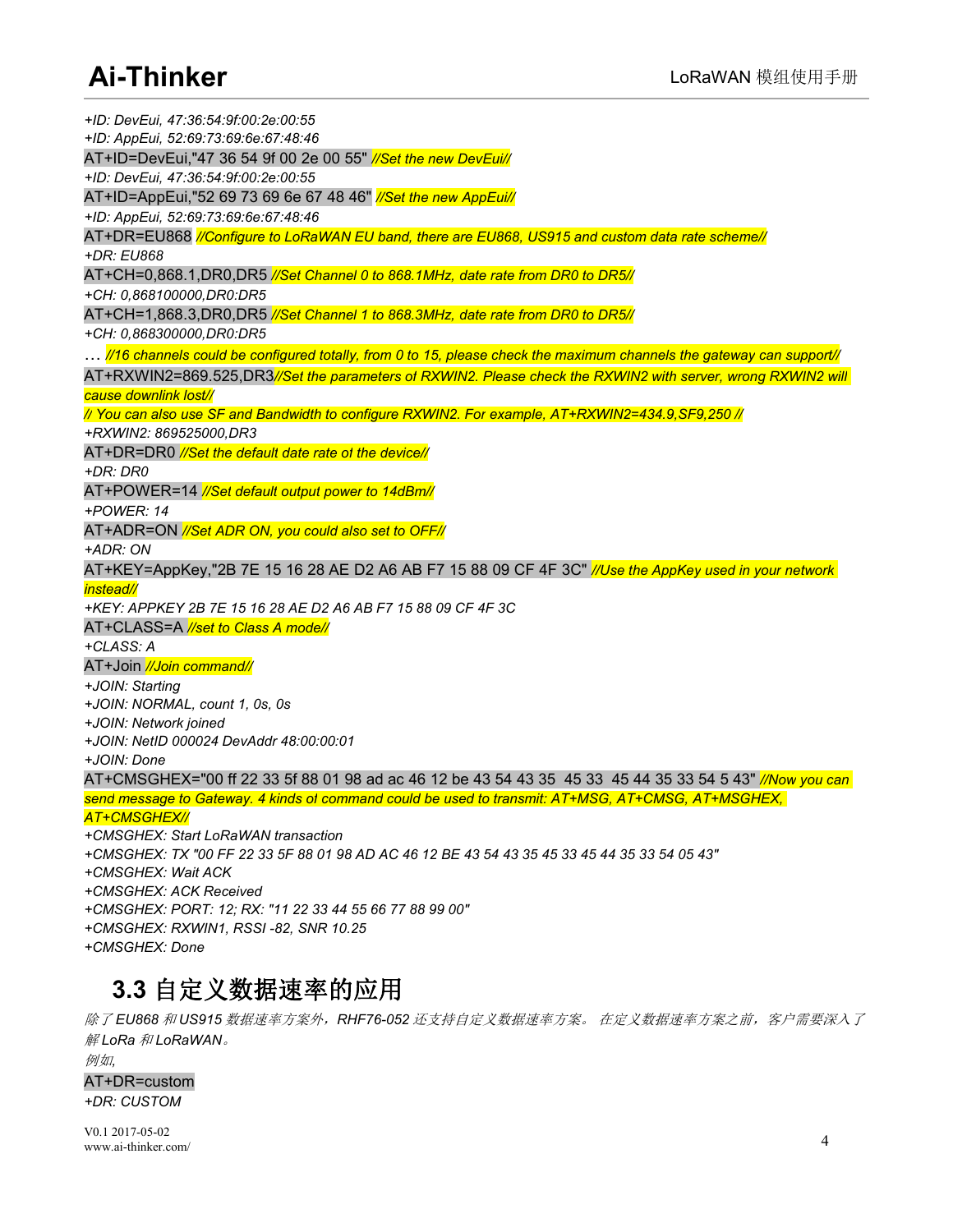*+ID: DevEui, 47:36:54:9f:00:2e:00:55*
*+ID: AppEui, 52:69:73:69:6e:67:48:46*
AT+ID=DevEui,"47 36 54 9f 00 2e 00 55" *//Set the new DevEui//*
*+ID: DevEui, 47:36:54:9f:00:2e:00:55*
AT+ID=AppEui,"52 69 73 69 6e 67 48 46" *//Set the new AppEui//*
*+ID: AppEui, 52:69:73:69:6e:67:48:46*
AT+DR=EU868 *//Configure to LoRaWAN EU band, there are EU868, US915 and custom data rate scheme//*
*+DR: EU868*
AT+CH=0,868.1,DR0,DR5 *//Set Channel 0 to 868.1MHz, date rate from DR0 to DR5//*
*+CH: 0,868100000,DR0:DR5*
AT+CH=1,868.3,DR0,DR5 *//Set Channel 1 to 868.3MHz, date rate from DR0 to DR5//*
*+CH: 0,868300000,DR0:DR5*
… *//16 channels could be configured totally, from 0 to 15, please check the maximum channels the gateway can support//*
AT+RXWIN2=869.525,DR3*//Set the parameters of RXWIN2. Please check the RXWIN2 with server, wrong RXWIN2 will cause downlink lost//*
*// You can also use SF and Bandwidth to configure RXWIN2. For example, AT+RXWIN2=434.9,SF9,250 //*
*+RXWIN2: 869525000,DR3*
AT+DR=DR0 *//Set the default date rate of the device//*
*+DR: DR0*
AT+POWER=14 *//Set default output power to 14dBm//*
*+POWER: 14*
AT+ADR=ON *//Set ADR ON, you could also set to OFF//*
*+ADR: ON*
AT+KEY=AppKey,"2B 7E 15 16 28 AE D2 A6 AB F7 15 88 09 CF 4F 3C" *//Use the AppKey used in your network instead//*
*+KEY: APPKEY 2B 7E 15 16 28 AE D2 A6 AB F7 15 88 09 CF 4F 3C*
AT+CLASS=A *//set to Class A mode//*
*+CLASS: A*
AT+Join *//Join command//*
*+JOIN: Starting*
*+JOIN: NORMAL, count 1, 0s, 0s*
*+JOIN: Network joined*
*+JOIN: NetID 000024 DevAddr 48:00:00:01*
*+JOIN: Done*
AT+CMSGHEX="00 ff 22 33 5f 88 01 98 ad ac 46 12 be 43 54 43 35  45 33  45 44 35 33 54 5 43" *//Now you can send message to Gateway. 4 kinds of command could be used to transmit: AT+MSG, AT+CMSG, AT+MSGHEX, AT+CMSGHEX//*
*+CMSGHEX: Start LoRaWAN transaction*
*+CMSGHEX: TX "00 FF 22 33 5F 88 01 98 AD AC 46 12 BE 43 54 43 35 45 33 45 44 35 33 54 05 43"*
*+CMSGHEX: Wait ACK*
*+CMSGHEX: ACK Received*
*+CMSGHEX: PORT: 12; RX: "11 22 33 44 55 66 77 88 99 00"*
*+CMSGHEX: RXWIN1, RSSI -82, SNR 10.25*
*+CMSGHEX: Done*

## 3.3 自定义数据速率的应用

*除了 EU868 和 US915 数据速率方案外，RHF76-052 还支持自定义数据速率方案。 在定义数据速率方案之前，客户需要深入了解 LoRa 和 LoRaWAN。*
*例如,*
AT+DR=custom
*+DR: CUSTOM*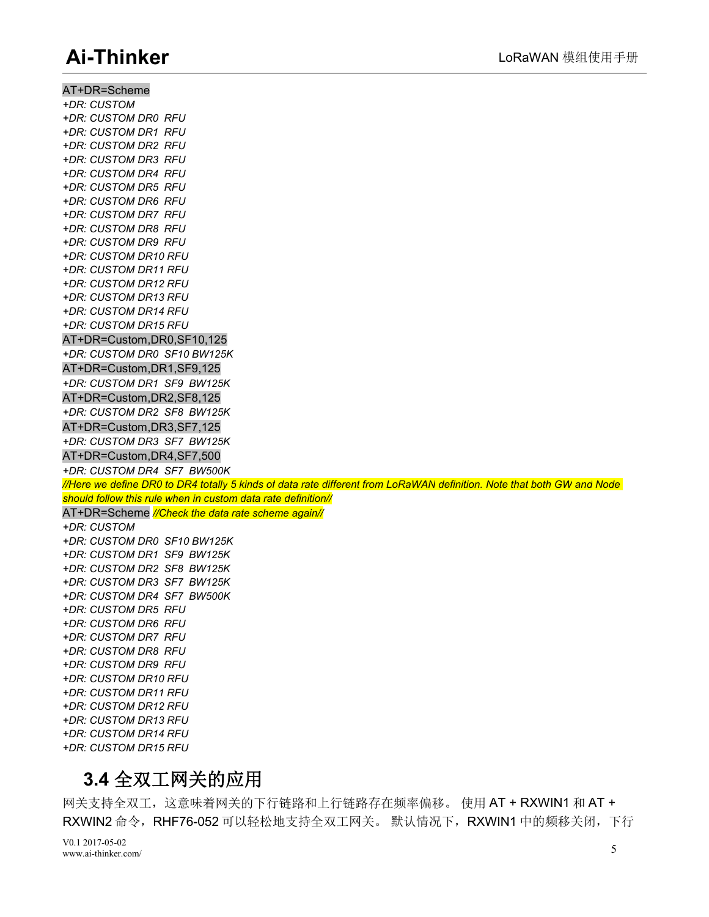```
AT+DR=Scheme
+DR: CUSTOM
+DR: CUSTOM DR0  RFU
+DR: CUSTOM DR1  RFU
+DR: CUSTOM DR2  RFU
+DR: CUSTOM DR3  RFU
+DR: CUSTOM DR4  RFU
+DR: CUSTOM DR5  RFU
+DR: CUSTOM DR6  RFU
+DR: CUSTOM DR7  RFU
+DR: CUSTOM DR8  RFU
+DR: CUSTOM DR9  RFU
+DR: CUSTOM DR10 RFU
+DR: CUSTOM DR11 RFU
+DR: CUSTOM DR12 RFU
+DR: CUSTOM DR13 RFU
+DR: CUSTOM DR14 RFU
+DR: CUSTOM DR15 RFU
AT+DR=Custom,DR0,SF10,125
+DR: CUSTOM DR0  SF10 BW125K
AT+DR=Custom,DR1,SF9,125
+DR: CUSTOM DR1  SF9  BW125K
AT+DR=Custom,DR2,SF8,125
+DR: CUSTOM DR2  SF8  BW125K
AT+DR=Custom,DR3,SF7,125
+DR: CUSTOM DR3  SF7  BW125K
AT+DR=Custom,DR4,SF7,500
+DR: CUSTOM DR4  SF7  BW500K
//Here we define DR0 to DR4 totally 5 kinds of data rate different from LoRaWAN definition. Note that both GW and Node should follow this rule when in custom data rate definition//
AT+DR=Scheme //Check the data rate scheme again//
+DR: CUSTOM
+DR: CUSTOM DR0  SF10 BW125K
+DR: CUSTOM DR1  SF9  BW125K
+DR: CUSTOM DR2  SF8  BW125K
+DR: CUSTOM DR3  SF7  BW125K
+DR: CUSTOM DR4  SF7  BW500K
+DR: CUSTOM DR5  RFU
+DR: CUSTOM DR6  RFU
+DR: CUSTOM DR7  RFU
+DR: CUSTOM DR8  RFU
+DR: CUSTOM DR9  RFU
+DR: CUSTOM DR10 RFU
+DR: CUSTOM DR11 RFU
+DR: CUSTOM DR12 RFU
+DR: CUSTOM DR13 RFU
+DR: CUSTOM DR14 RFU
+DR: CUSTOM DR15 RFU
```

## 3.4 全双工网关的应用

网关支持全双工，这意味着网关的下行链路和上行链路存在频率偏移。 使用 AT + RXWIN1 和 AT + RXWIN2 命令，RHF76-052 可以轻松地支持全双工网关。 默认情况下，RXWIN1 中的频移关闭，下行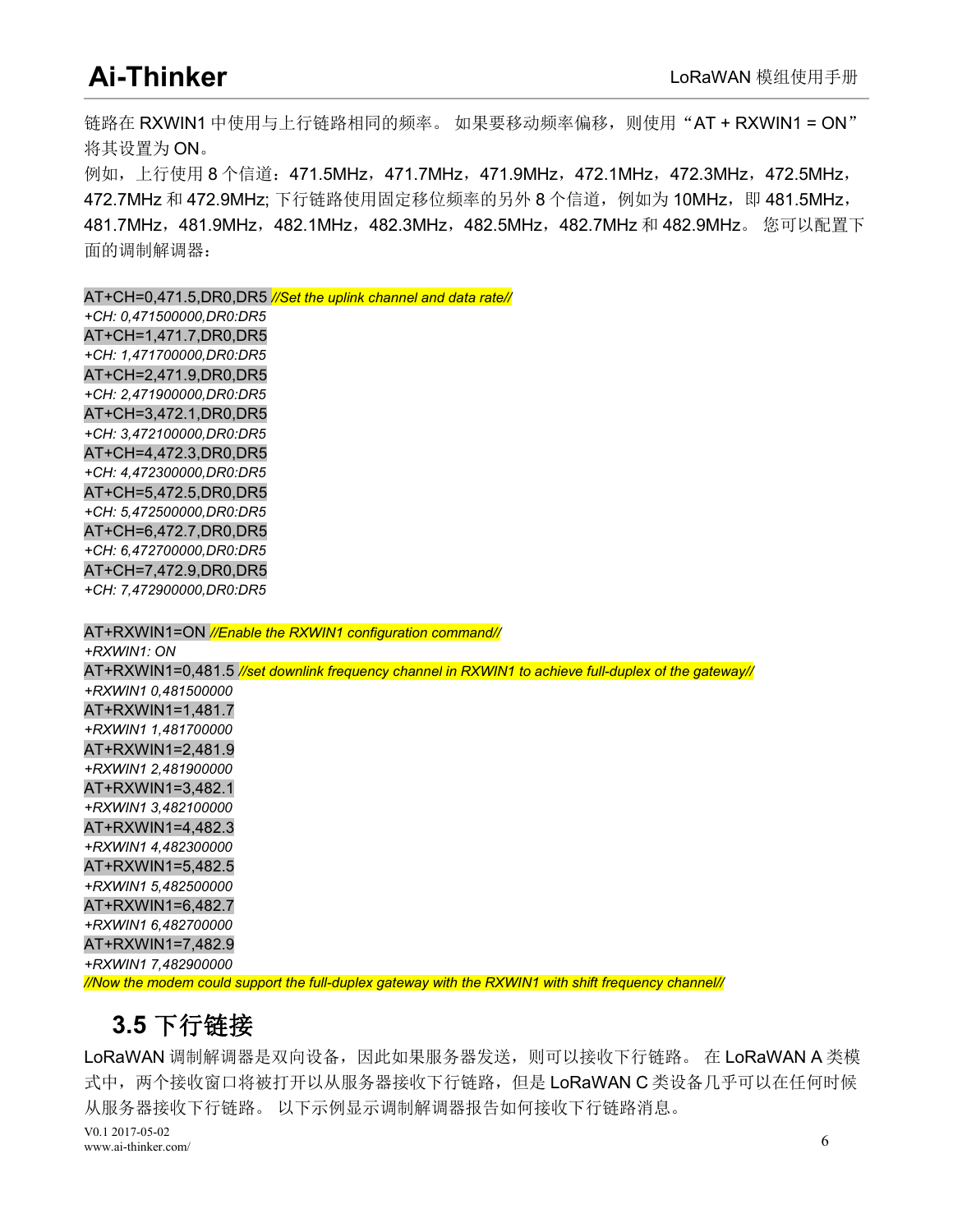链路在 RXWIN1 中使用与上行链路相同的频率。 如果要移动频率偏移，则使用“AT + RXWIN1 = ON”将其设置为 ON。
例如，上行使用 8 个信道：471.5MHz，471.7MHz，471.9MHz，472.1MHz，472.3MHz，472.5MHz，472.7MHz 和 472.9MHz; 下行链路使用固定移位频率的另外 8 个信道，例如为 10MHz，即 481.5MHz，481.7MHz，481.9MHz，482.1MHz，482.3MHz，482.5MHz，482.7MHz 和 482.9MHz。 您可以配置下面的调制解调器：

```
AT+CH=0,471.5,DR0,DR5 //Set the uplink channel and data rate//
+CH: 0,471500000,DR0:DR5
AT+CH=1,471.7,DR0,DR5
+CH: 1,471700000,DR0:DR5
AT+CH=2,471.9,DR0,DR5
+CH: 2,471900000,DR0:DR5
AT+CH=3,472.1,DR0,DR5
+CH: 3,472100000,DR0:DR5
AT+CH=4,472.3,DR0,DR5
+CH: 4,472300000,DR0:DR5
AT+CH=5,472.5,DR0,DR5
+CH: 5,472500000,DR0:DR5
AT+CH=6,472.7,DR0,DR5
+CH: 6,472700000,DR0:DR5
AT+CH=7,472.9,DR0,DR5
+CH: 7,472900000,DR0:DR5

AT+RXWIN1=ON //Enable the RXWIN1 configuration command//
+RXWIN1: ON
AT+RXWIN1=0,481.5 //set downlink frequency channel in RXWIN1 to achieve full-duplex of the gateway//
+RXWIN1 0,481500000
AT+RXWIN1=1,481.7
+RXWIN1 1,481700000
AT+RXWIN1=2,481.9
+RXWIN1 2,481900000
AT+RXWIN1=3,482.1
+RXWIN1 3,482100000
AT+RXWIN1=4,482.3
+RXWIN1 4,482300000
AT+RXWIN1=5,482.5
+RXWIN1 5,482500000
AT+RXWIN1=6,482.7
+RXWIN1 6,482700000
AT+RXWIN1=7,482.9
+RXWIN1 7,482900000
//Now the modem could support the full-duplex gateway with the RXWIN1 with shift frequency channel//
```

## 3.5 下行链接

LoRaWAN 调制解调器是双向设备，因此如果服务器发送，则可以接收下行链路。 在 LoRaWAN A 类模式中，两个接收窗口将被打开以从服务器接收下行链路，但是 LoRaWAN C 类设备几乎可以在任何时候从服务器接收下行链路。 以下示例显示调制解调器报告如何接收下行链路消息。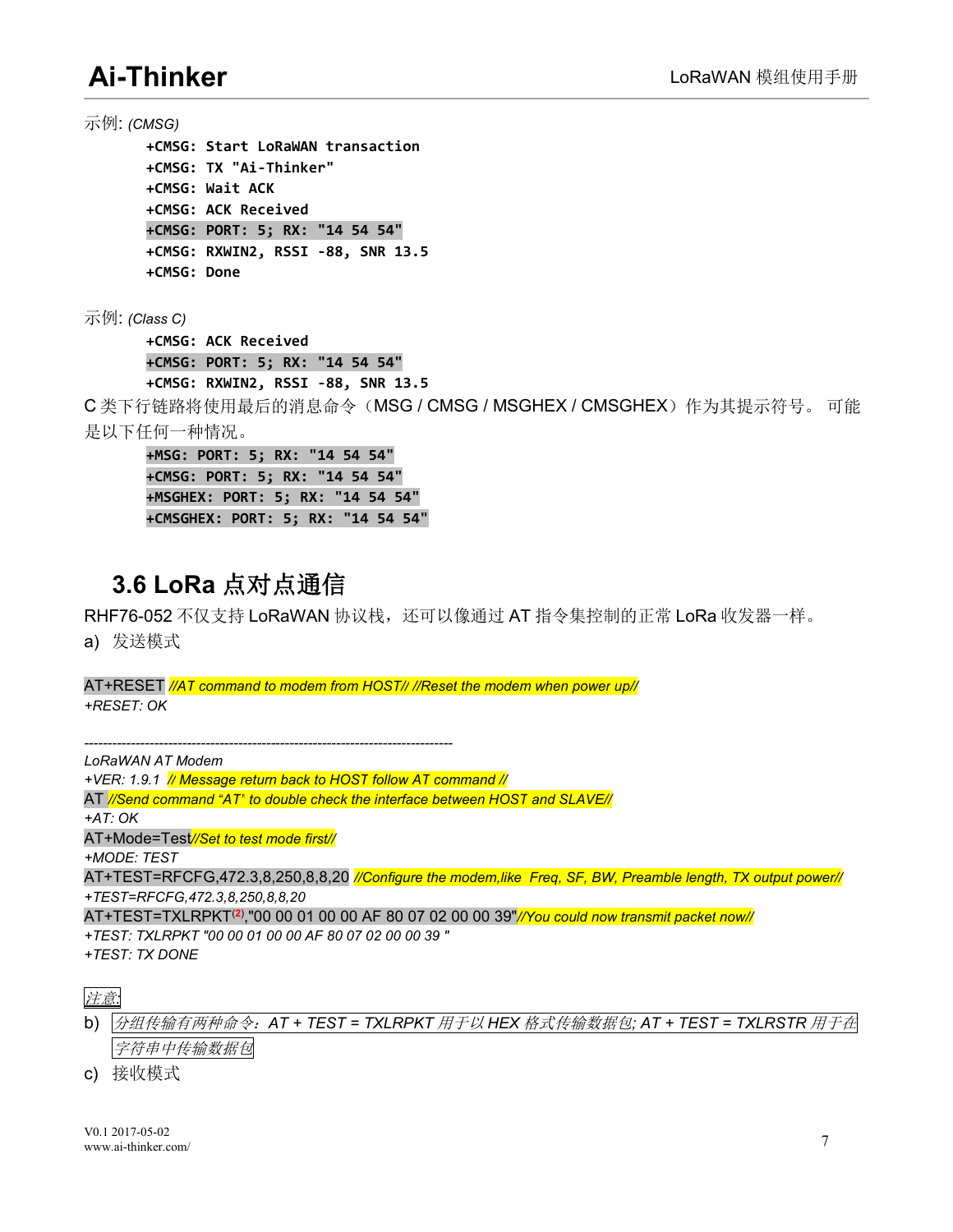示例: *(CMSG)*

```
+CMSG: Start LoRaWAN transaction
+CMSG: TX "Ai-Thinker"
+CMSG: Wait ACK
+CMSG: ACK Received
+CMSG: PORT: 5; RX: "14 54 54"
+CMSG: RXWIN2, RSSI -88, SNR 13.5
+CMSG: Done
```

示例: *(Class C)*

```
+CMSG: ACK Received
+CMSG: PORT: 5; RX: "14 54 54"
+CMSG: RXWIN2, RSSI -88, SNR 13.5
```

C 类下行链路将使用最后的消息命令（MSG / CMSG / MSGHEX / CMSGHEX）作为其提示符号。 可能是以下任何一种情况。

```
+MSG: PORT: 5; RX: "14 54 54"
+CMSG: PORT: 5; RX: "14 54 54"
+MSGHEX: PORT: 5; RX: "14 54 54"
+CMSGHEX: PORT: 5; RX: "14 54 54"
```

## 3.6 LoRa 点对点通信

RHF76-052 不仅支持 LoRaWAN 协议栈，还可以像通过 AT 指令集控制的正常 LoRa 收发器一样。

a) 发送模式

AT+RESET *//AT command to modem from HOST// //Reset the modem when power up//*
*+RESET: OK*

*--------------------------------------------------------------------------------*
*LoRaWAN AT Modem*
*+VER: 1.9.1 // Message return back to HOST follow AT command //*
AT *//Send command "AT' to double check the interface between HOST and SLAVE//*
*+AT: OK*
AT+Mode=Test*//Set to test mode first//*
*+MODE: TEST*
AT+TEST=RFCFG,472.3,8,250,8,8,20 *//Configure the modem,like Freq, SF, BW, Preamble length, TX output power//*
*+TEST=RFCFG,472.3,8,250,8,8,20*
AT+TEST=TXLRPKT[2],"00 00 01 00 00 AF 80 07 02 00 00 39"*//You could now transmit packet now//*
*+TEST: TXLRPKT "00 00 01 00 00 AF 80 07 02 00 00 39 "*
*+TEST: TX DONE*

*注意:*

b) *分组传输有两种命令：AT + TEST = TXLRPKT 用于以 HEX 格式传输数据包; AT + TEST = TXLRSTR 用于在字符串中传输数据包*

c) 接收模式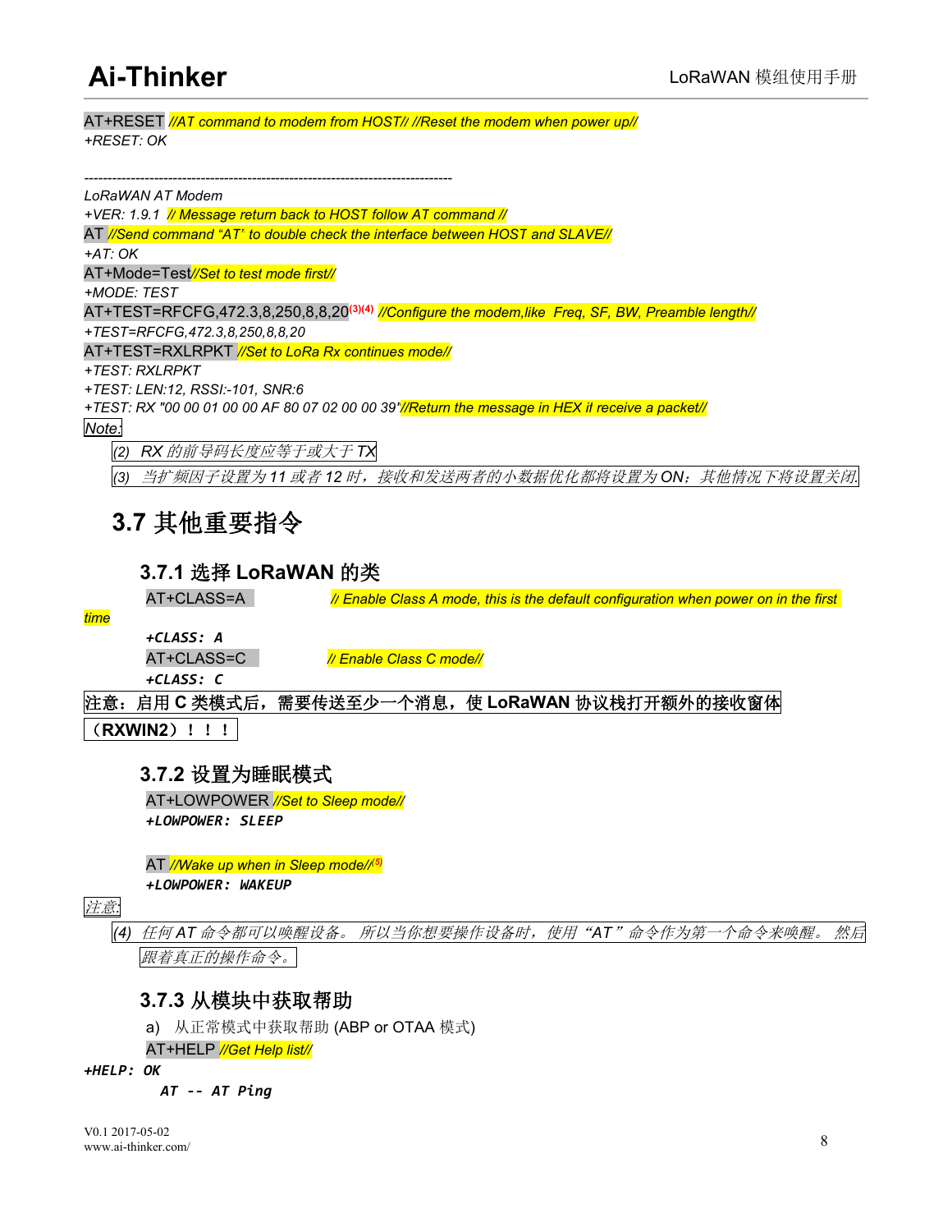AT+RESET *//AT command to modem from HOST// //Reset the modem when power up//*
*+RESET: OK*

*------------------------------------------------------------------------------*
*LoRaWAN AT Modem*
*+VER: 1.9.1 // Message return back to HOST follow AT command //*
AT *//Send command "AT' to double check the interface between HOST and SLAVE//*
*+AT: OK*
AT+Mode=Test*//Set to test mode first//*
*+MODE: TEST*
AT+TEST=RFCFG,472.3,8,250,8,8,20[(3)(4)] *//Configure the modem,like Freq, SF, BW, Preamble length//*
*+TEST=RFCFG,472.3,8,250,8,8,20*
AT+TEST=RXLRPKT *//Set to LoRa Rx continues mode//*
*+TEST: RXLRPKT*
*+TEST: LEN:12, RSSI:-101, SNR:6*
*+TEST: RX "00 00 01 00 00 AF 80 07 02 00 00 39"//Return the message in HEX it receive a packet//*

*Note:*

*(2) RX 的前导码长度应等于或大于 TX*

*(3) 当扩频因子设置为 11 或者 12 时，接收和发送两者的小数据优化都将设置为 ON；其他情况下将设置关闭.*

## 3.7 其他重要指令

### 3.7.1 选择 LoRaWAN 的类

AT+CLASS=A *// Enable Class A mode, this is the default configuration when power on in the first time*

***+CLASS: A***

AT+CLASS=C *// Enable Class C mode//*

***+CLASS: C***

**注意：启用 C 类模式后，需要传送至少一个消息，使 LoRaWAN 协议栈打开额外的接收窗体（RXWIN2）！！！**

### 3.7.2 设置为睡眠模式

AT+LOWPOWER *//Set to Sleep mode//*

***+LOWPOWER: SLEEP***

AT *//Wake up when in Sleep mode//[(5)]*

***+LOWPOWER: WAKEUP***

*注意:*

*(4) 任何 AT 命令都可以唤醒设备。 所以当你想要操作设备时，使用"AT"命令作为第一个命令来唤醒。 然后跟着真正的操作命令。*

### 3.7.3 从模块中获取帮助

a) 从正常模式中获取帮助 (ABP or OTAA 模式)

AT+HELP *//Get Help list//*

***+HELP: OK***

***AT -- AT Ping***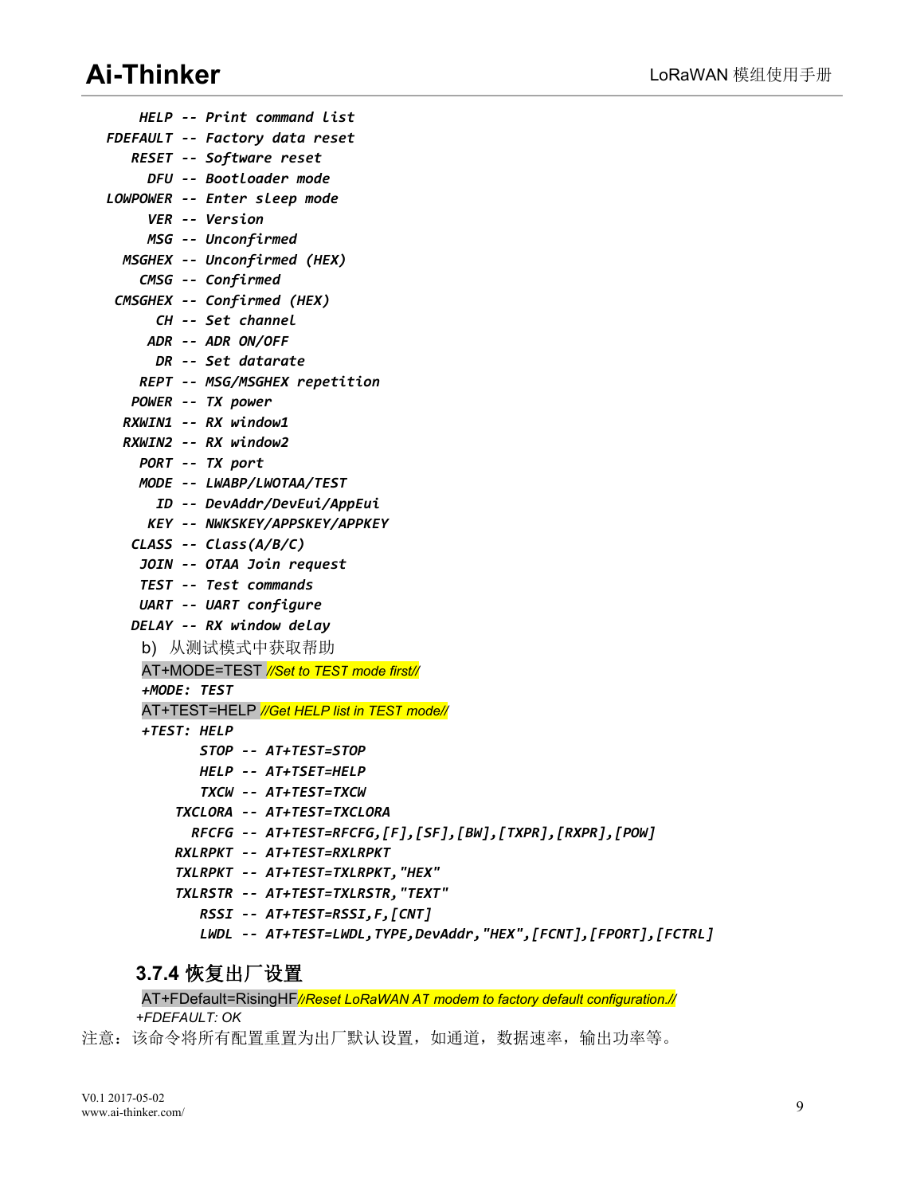```
      HELP -- Print command list
  FDEFAULT -- Factory data reset
     RESET -- Software reset
       DFU -- Bootloader mode
  LOWPOWER -- Enter sleep mode
       VER -- Version
       MSG -- Unconfirmed
    MSGHEX -- Unconfirmed (HEX)
      CMSG -- Confirmed
   CMSGHEX -- Confirmed (HEX)
        CH -- Set channel
       ADR -- ADR ON/OFF
        DR -- Set datarate
      REPT -- MSG/MSGHEX repetition
     POWER -- TX power
    RXWIN1 -- RX window1
    RXWIN2 -- RX window2
      PORT -- TX port
      MODE -- LWABP/LWOTAA/TEST
        ID -- DevAddr/DevEui/AppEui
       KEY -- NWKSKEY/APPSKEY/APPKEY
     CLASS -- Class(A/B/C)
      JOIN -- OTAA Join request
      TEST -- Test commands
      UART -- UART configure
     DELAY -- RX window delay
```

b) 从测试模式中获取帮助

```
AT+MODE=TEST //Set to TEST mode first//
+MODE: TEST
AT+TEST=HELP //Get HELP list in TEST mode//
+TEST: HELP
       STOP -- AT+TEST=STOP
       HELP -- AT+TSET=HELP
       TXCW -- AT+TEST=TXCW
    TXCLORA -- AT+TEST=TXCLORA
      RFCFG -- AT+TEST=RFCFG,[F],[SF],[BW],[TXPR],[RXPR],[POW]
    RXLRPKT -- AT+TEST=RXLRPKT
    TXLRPKT -- AT+TEST=TXLRPKT,"HEX"
    TXLRSTR -- AT+TEST=TXLRSTR,"TEXT"
       RSSI -- AT+TEST=RSSI,F,[CNT]
       LWDL -- AT+TEST=LWDL,TYPE,DevAddr,"HEX",[FCNT],[FPORT],[FCTRL]
```

### 3.7.4 恢复出厂设置

```
AT+FDefault=RisingHF//Reset LoRaWAN AT modem to factory default configuration.//
+FDEFAULT: OK
```

注意：该命令将所有配置重置为出厂默认设置，如通道，数据速率，输出功率等。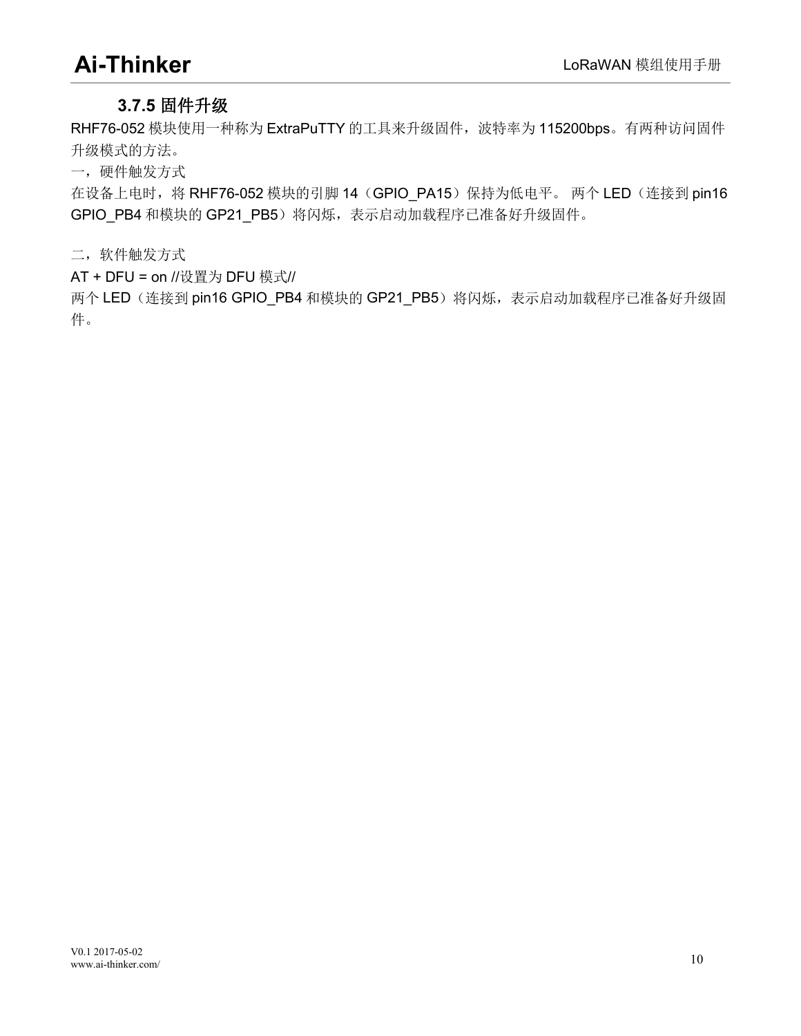### 3.7.5 固件升级

RHF76-052 模块使用一种称为 ExtraPuTTY 的工具来升级固件，波特率为 115200bps。有两种访问固件升级模式的方法。

一，硬件触发方式

在设备上电时，将 RHF76-052 模块的引脚 14（GPIO_PA15）保持为低电平。 两个 LED（连接到 pin16 GPIO_PB4 和模块的 GP21_PB5）将闪烁，表示启动加载程序已准备好升级固件。

二，软件触发方式

AT + DFU = on //设置为 DFU 模式//

两个 LED（连接到 pin16 GPIO_PB4 和模块的 GP21_PB5）将闪烁，表示启动加载程序已准备好升级固件。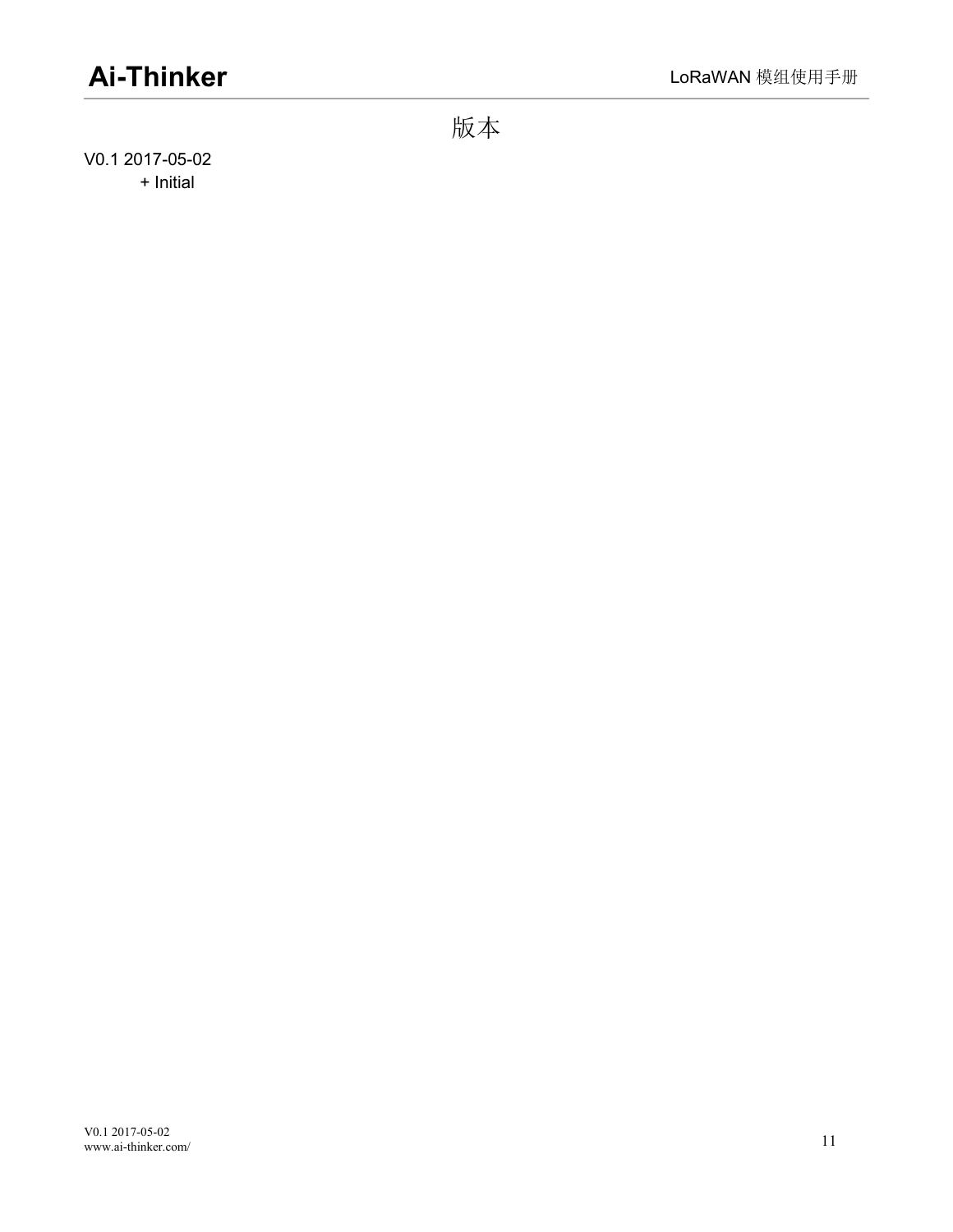# 版本

V0.1 2017-05-02

+ Initial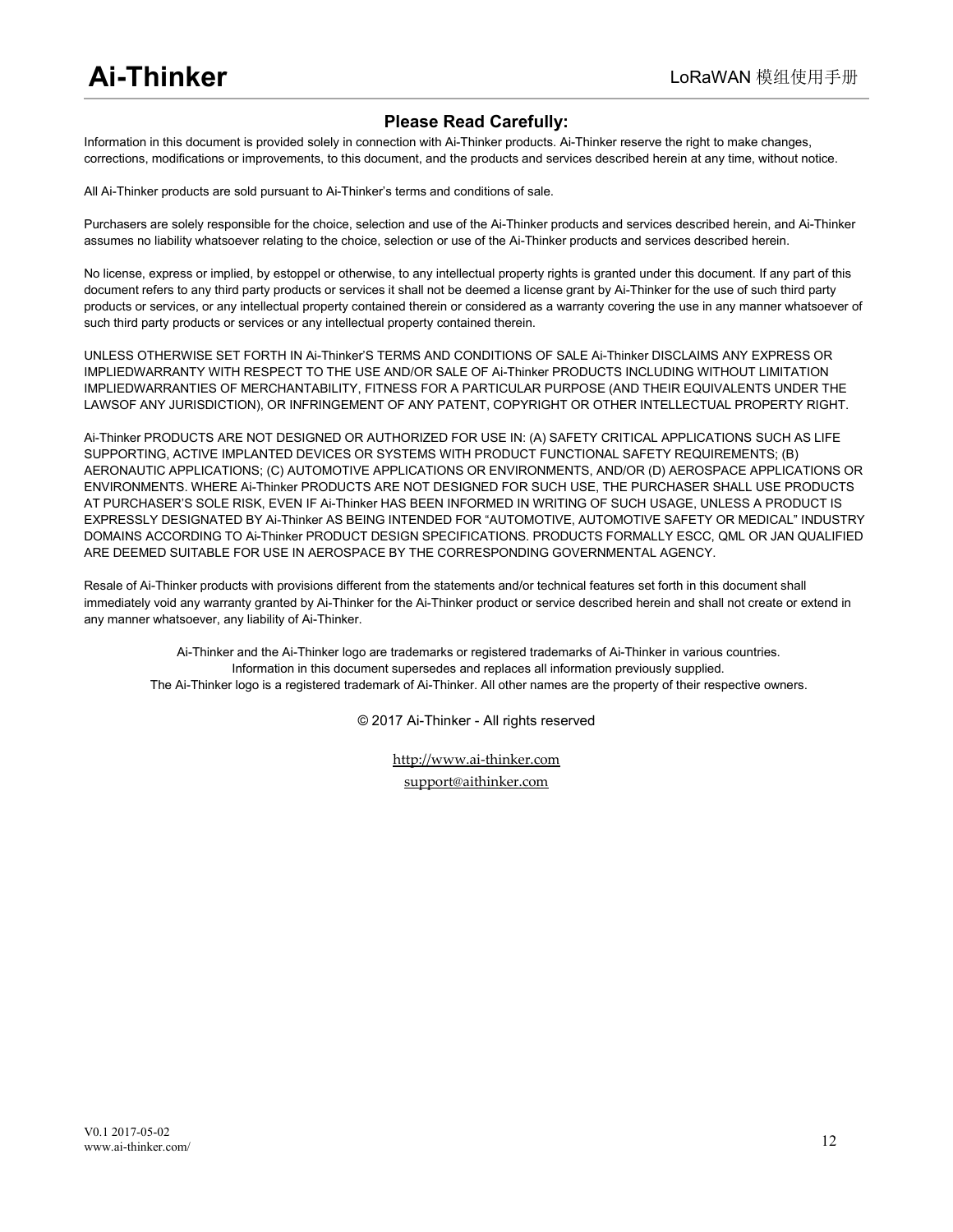## Please Read Carefully:

Information in this document is provided solely in connection with Ai-Thinker products. Ai-Thinker reserve the right to make changes, corrections, modifications or improvements, to this document, and the products and services described herein at any time, without notice.

All Ai-Thinker products are sold pursuant to Ai-Thinker's terms and conditions of sale.

Purchasers are solely responsible for the choice, selection and use of the Ai-Thinker products and services described herein, and Ai-Thinker assumes no liability whatsoever relating to the choice, selection or use of the Ai-Thinker products and services described herein.

No license, express or implied, by estoppel or otherwise, to any intellectual property rights is granted under this document. If any part of this document refers to any third party products or services it shall not be deemed a license grant by Ai-Thinker for the use of such third party products or services, or any intellectual property contained therein or considered as a warranty covering the use in any manner whatsoever of such third party products or services or any intellectual property contained therein.

UNLESS OTHERWISE SET FORTH IN Ai-Thinker'S TERMS AND CONDITIONS OF SALE Ai-Thinker DISCLAIMS ANY EXPRESS OR IMPLIEDWARRANTY WITH RESPECT TO THE USE AND/OR SALE OF Ai-Thinker PRODUCTS INCLUDING WITHOUT LIMITATION IMPLIEDWARRANTIES OF MERCHANTABILITY, FITNESS FOR A PARTICULAR PURPOSE (AND THEIR EQUIVALENTS UNDER THE LAWSOF ANY JURISDICTION), OR INFRINGEMENT OF ANY PATENT, COPYRIGHT OR OTHER INTELLECTUAL PROPERTY RIGHT.

Ai-Thinker PRODUCTS ARE NOT DESIGNED OR AUTHORIZED FOR USE IN: (A) SAFETY CRITICAL APPLICATIONS SUCH AS LIFE SUPPORTING, ACTIVE IMPLANTED DEVICES OR SYSTEMS WITH PRODUCT FUNCTIONAL SAFETY REQUIREMENTS; (B) AERONAUTIC APPLICATIONS; (C) AUTOMOTIVE APPLICATIONS OR ENVIRONMENTS, AND/OR (D) AEROSPACE APPLICATIONS OR ENVIRONMENTS. WHERE Ai-Thinker PRODUCTS ARE NOT DESIGNED FOR SUCH USE, THE PURCHASER SHALL USE PRODUCTS AT PURCHASER'S SOLE RISK, EVEN IF Ai-Thinker HAS BEEN INFORMED IN WRITING OF SUCH USAGE, UNLESS A PRODUCT IS EXPRESSLY DESIGNATED BY Ai-Thinker AS BEING INTENDED FOR "AUTOMOTIVE, AUTOMOTIVE SAFETY OR MEDICAL" INDUSTRY DOMAINS ACCORDING TO Ai-Thinker PRODUCT DESIGN SPECIFICATIONS. PRODUCTS FORMALLY ESCC, QML OR JAN QUALIFIED ARE DEEMED SUITABLE FOR USE IN AEROSPACE BY THE CORRESPONDING GOVERNMENTAL AGENCY.

Resale of Ai-Thinker products with provisions different from the statements and/or technical features set forth in this document shall immediately void any warranty granted by Ai-Thinker for the Ai-Thinker product or service described herein and shall not create or extend in any manner whatsoever, any liability of Ai-Thinker.

Ai-Thinker and the Ai-Thinker logo are trademarks or registered trademarks of Ai-Thinker in various countries.
Information in this document supersedes and replaces all information previously supplied.
The Ai-Thinker logo is a registered trademark of Ai-Thinker. All other names are the property of their respective owners.

© 2017 Ai-Thinker - All rights reserved

http://www.ai-thinker.com
support@aithinker.com